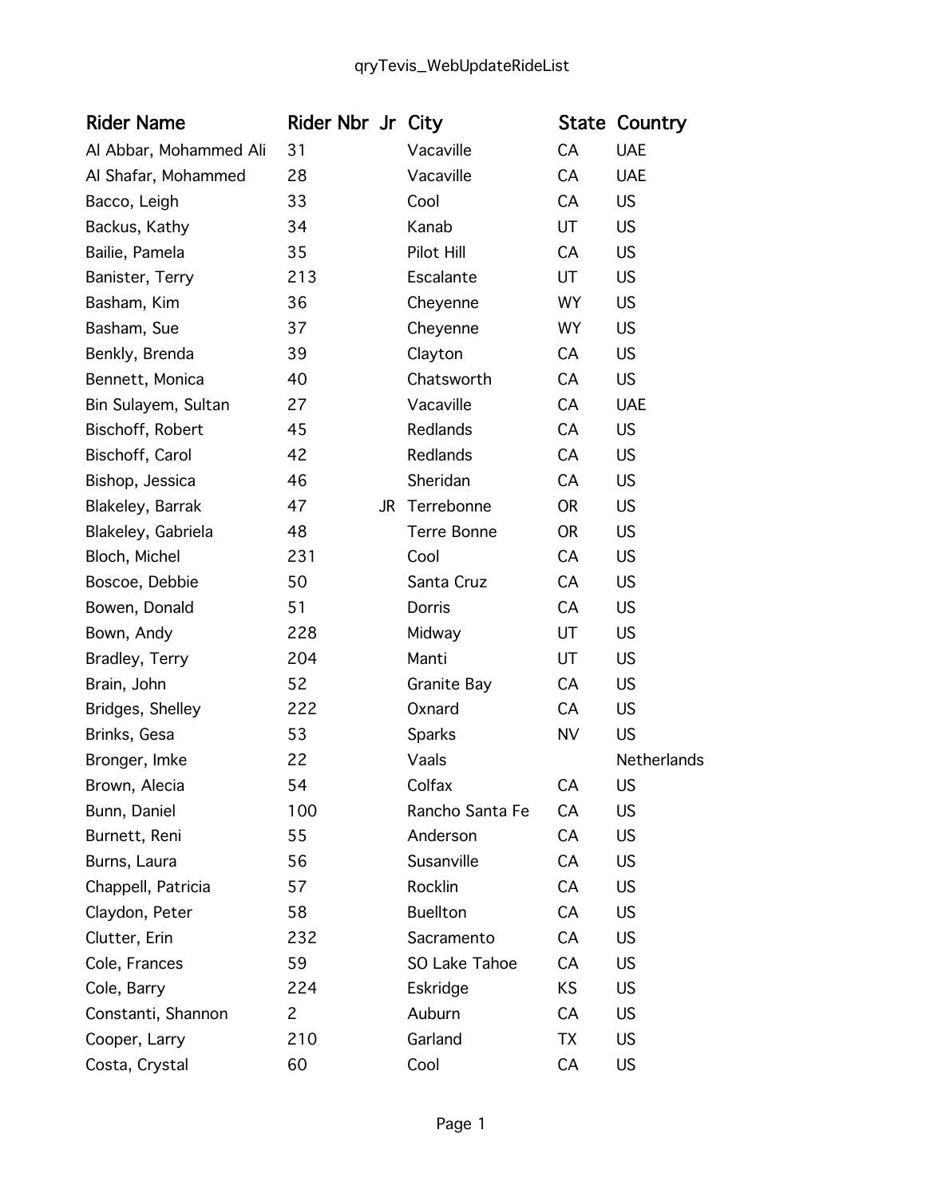# qryTevis_WebUpdateRideList

| Rider Name | Rider Nbr | Jr | City | State | Country |
|---|---|---|---|---|---|
| Al Abbar, Mohammed Ali | 31 | | Vacaville | CA | UAE |
| Al Shafar, Mohammed | 28 | | Vacaville | CA | UAE |
| Bacco, Leigh | 33 | | Cool | CA | US |
| Backus, Kathy | 34 | | Kanab | UT | US |
| Bailie, Pamela | 35 | | Pilot Hill | CA | US |
| Banister, Terry | 213 | | Escalante | UT | US |
| Basham, Kim | 36 | | Cheyenne | WY | US |
| Basham, Sue | 37 | | Cheyenne | WY | US |
| Benkly, Brenda | 39 | | Clayton | CA | US |
| Bennett, Monica | 40 | | Chatsworth | CA | US |
| Bin Sulayem, Sultan | 27 | | Vacaville | CA | UAE |
| Bischoff, Robert | 45 | | Redlands | CA | US |
| Bischoff, Carol | 42 | | Redlands | CA | US |
| Bishop, Jessica | 46 | | Sheridan | CA | US |
| Blakeley, Barrak | 47 | JR | Terrebonne | OR | US |
| Blakeley, Gabriela | 48 | | Terre Bonne | OR | US |
| Bloch, Michel | 231 | | Cool | CA | US |
| Boscoe, Debbie | 50 | | Santa Cruz | CA | US |
| Bowen, Donald | 51 | | Dorris | CA | US |
| Bown, Andy | 228 | | Midway | UT | US |
| Bradley, Terry | 204 | | Manti | UT | US |
| Brain, John | 52 | | Granite Bay | CA | US |
| Bridges, Shelley | 222 | | Oxnard | CA | US |
| Brinks, Gesa | 53 | | Sparks | NV | US |
| Bronger, Imke | 22 | | Vaals | | Netherlands |
| Brown, Alecia | 54 | | Colfax | CA | US |
| Bunn, Daniel | 100 | | Rancho Santa Fe | CA | US |
| Burnett, Reni | 55 | | Anderson | CA | US |
| Burns, Laura | 56 | | Susanville | CA | US |
| Chappell, Patricia | 57 | | Rocklin | CA | US |
| Claydon, Peter | 58 | | Buellton | CA | US |
| Clutter, Erin | 232 | | Sacramento | CA | US |
| Cole, Frances | 59 | | SO Lake Tahoe | CA | US |
| Cole, Barry | 224 | | Eskridge | KS | US |
| Constanti, Shannon | 2 | | Auburn | CA | US |
| Cooper, Larry | 210 | | Garland | TX | US |
| Costa, Crystal | 60 | | Cool | CA | US |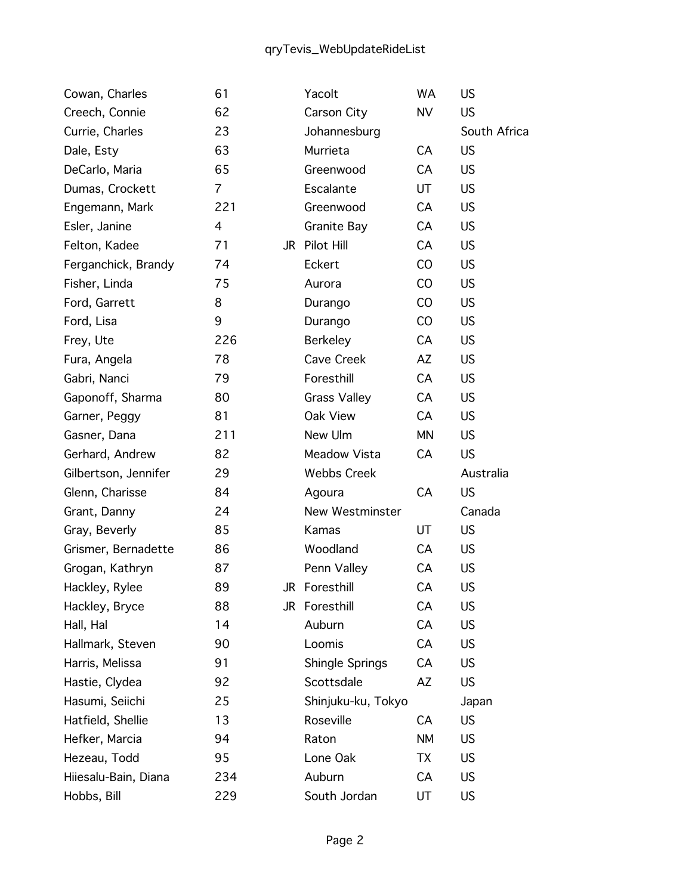| Name | No. | JR | City | State | Country |
|---|---|---|---|---|---|
| Cowan, Charles | 61 | | Yacolt | WA | US |
| Creech, Connie | 62 | | Carson City | NV | US |
| Currie, Charles | 23 | | Johannesburg | | South Africa |
| Dale, Esty | 63 | | Murrieta | CA | US |
| DeCarlo, Maria | 65 | | Greenwood | CA | US |
| Dumas, Crockett | 7 | | Escalante | UT | US |
| Engemann, Mark | 221 | | Greenwood | CA | US |
| Esler, Janine | 4 | | Granite Bay | CA | US |
| Felton, Kadee | 71 | JR | Pilot Hill | CA | US |
| Ferganchick, Brandy | 74 | | Eckert | CO | US |
| Fisher, Linda | 75 | | Aurora | CO | US |
| Ford, Garrett | 8 | | Durango | CO | US |
| Ford, Lisa | 9 | | Durango | CO | US |
| Frey, Ute | 226 | | Berkeley | CA | US |
| Fura, Angela | 78 | | Cave Creek | AZ | US |
| Gabri, Nanci | 79 | | Foresthill | CA | US |
| Gaponoff, Sharma | 80 | | Grass Valley | CA | US |
| Garner, Peggy | 81 | | Oak View | CA | US |
| Gasner, Dana | 211 | | New Ulm | MN | US |
| Gerhard, Andrew | 82 | | Meadow Vista | CA | US |
| Gilbertson, Jennifer | 29 | | Webbs Creek | | Australia |
| Glenn, Charisse | 84 | | Agoura | CA | US |
| Grant, Danny | 24 | | New Westminster | | Canada |
| Gray, Beverly | 85 | | Kamas | UT | US |
| Grismer, Bernadette | 86 | | Woodland | CA | US |
| Grogan, Kathryn | 87 | | Penn Valley | CA | US |
| Hackley, Rylee | 89 | JR | Foresthill | CA | US |
| Hackley, Bryce | 88 | JR | Foresthill | CA | US |
| Hall, Hal | 14 | | Auburn | CA | US |
| Hallmark, Steven | 90 | | Loomis | CA | US |
| Harris, Melissa | 91 | | Shingle Springs | CA | US |
| Hastie, Clydea | 92 | | Scottsdale | AZ | US |
| Hasumi, Seiichi | 25 | | Shinjuku-ku, Tokyo | | Japan |
| Hatfield, Shellie | 13 | | Roseville | CA | US |
| Hefker, Marcia | 94 | | Raton | NM | US |
| Hezeau, Todd | 95 | | Lone Oak | TX | US |
| Hiiesalu-Bain, Diana | 234 | | Auburn | CA | US |
| Hobbs, Bill | 229 | | South Jordan | UT | US |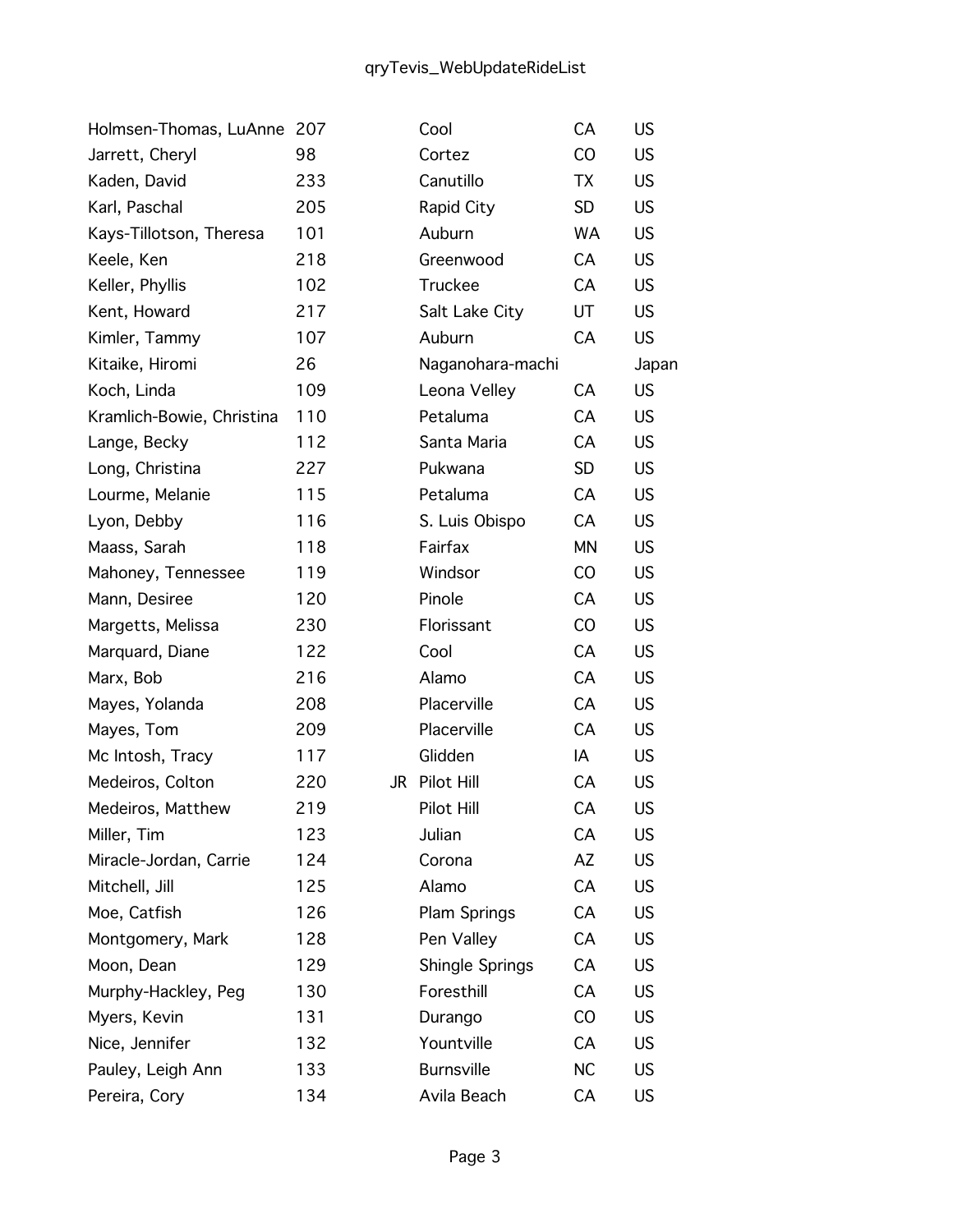| | | | | | |
|---|---|---|---|---|---|
| Holmsen-Thomas, LuAnne | 207 | | Cool | CA | US |
| Jarrett, Cheryl | 98 | | Cortez | CO | US |
| Kaden, David | 233 | | Canutillo | TX | US |
| Karl, Paschal | 205 | | Rapid City | SD | US |
| Kays-Tillotson, Theresa | 101 | | Auburn | WA | US |
| Keele, Ken | 218 | | Greenwood | CA | US |
| Keller, Phyllis | 102 | | Truckee | CA | US |
| Kent, Howard | 217 | | Salt Lake City | UT | US |
| Kimler, Tammy | 107 | | Auburn | CA | US |
| Kitaike, Hiromi | 26 | | Naganohara-machi | | Japan |
| Koch, Linda | 109 | | Leona Velley | CA | US |
| Kramlich-Bowie, Christina | 110 | | Petaluma | CA | US |
| Lange, Becky | 112 | | Santa Maria | CA | US |
| Long, Christina | 227 | | Pukwana | SD | US |
| Lourme, Melanie | 115 | | Petaluma | CA | US |
| Lyon, Debby | 116 | | S. Luis Obispo | CA | US |
| Maass, Sarah | 118 | | Fairfax | MN | US |
| Mahoney, Tennessee | 119 | | Windsor | CO | US |
| Mann, Desiree | 120 | | Pinole | CA | US |
| Margetts, Melissa | 230 | | Florissant | CO | US |
| Marquard, Diane | 122 | | Cool | CA | US |
| Marx, Bob | 216 | | Alamo | CA | US |
| Mayes, Yolanda | 208 | | Placerville | CA | US |
| Mayes, Tom | 209 | | Placerville | CA | US |
| Mc Intosh, Tracy | 117 | | Glidden | IA | US |
| Medeiros, Colton | 220 | JR | Pilot Hill | CA | US |
| Medeiros, Matthew | 219 | | Pilot Hill | CA | US |
| Miller, Tim | 123 | | Julian | CA | US |
| Miracle-Jordan, Carrie | 124 | | Corona | AZ | US |
| Mitchell, Jill | 125 | | Alamo | CA | US |
| Moe, Catfish | 126 | | Plam Springs | CA | US |
| Montgomery, Mark | 128 | | Pen Valley | CA | US |
| Moon, Dean | 129 | | Shingle Springs | CA | US |
| Murphy-Hackley, Peg | 130 | | Foresthill | CA | US |
| Myers, Kevin | 131 | | Durango | CO | US |
| Nice, Jennifer | 132 | | Yountville | CA | US |
| Pauley, Leigh Ann | 133 | | Burnsville | NC | US |
| Pereira, Cory | 134 | | Avila Beach | CA | US |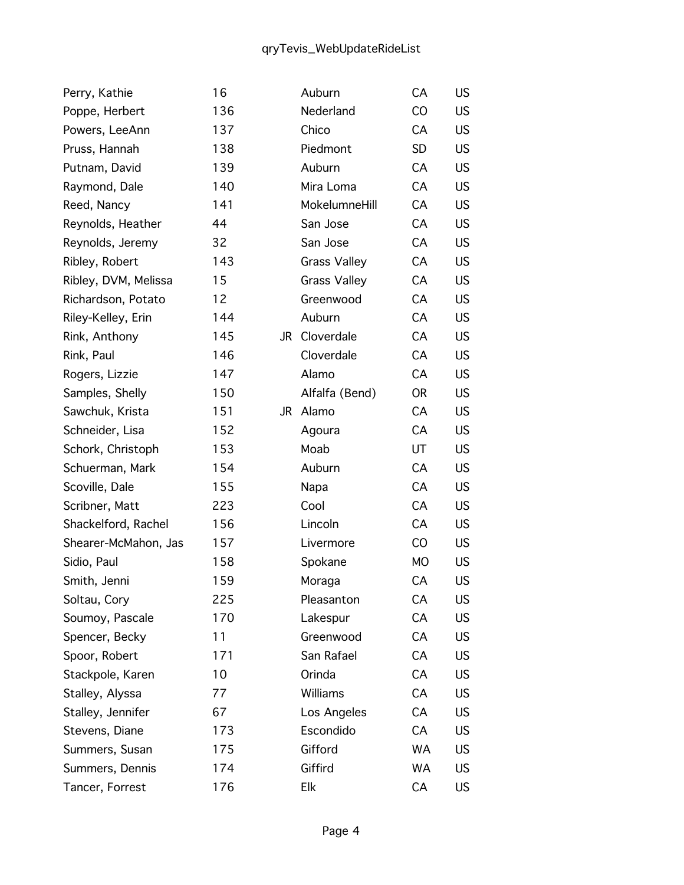| Name | No. | JR | City | State | Country |
|---|---|---|---|---|---|
| Perry, Kathie | 16 | | Auburn | CA | US |
| Poppe, Herbert | 136 | | Nederland | CO | US |
| Powers, LeeAnn | 137 | | Chico | CA | US |
| Pruss, Hannah | 138 | | Piedmont | SD | US |
| Putnam, David | 139 | | Auburn | CA | US |
| Raymond, Dale | 140 | | Mira Loma | CA | US |
| Reed, Nancy | 141 | | MokelumneHill | CA | US |
| Reynolds, Heather | 44 | | San Jose | CA | US |
| Reynolds, Jeremy | 32 | | San Jose | CA | US |
| Ribley, Robert | 143 | | Grass Valley | CA | US |
| Ribley, DVM, Melissa | 15 | | Grass Valley | CA | US |
| Richardson, Potato | 12 | | Greenwood | CA | US |
| Riley-Kelley, Erin | 144 | | Auburn | CA | US |
| Rink, Anthony | 145 | JR | Cloverdale | CA | US |
| Rink, Paul | 146 | | Cloverdale | CA | US |
| Rogers, Lizzie | 147 | | Alamo | CA | US |
| Samples, Shelly | 150 | | Alfalfa (Bend) | OR | US |
| Sawchuk, Krista | 151 | JR | Alamo | CA | US |
| Schneider, Lisa | 152 | | Agoura | CA | US |
| Schork, Christoph | 153 | | Moab | UT | US |
| Schuerman, Mark | 154 | | Auburn | CA | US |
| Scoville, Dale | 155 | | Napa | CA | US |
| Scribner, Matt | 223 | | Cool | CA | US |
| Shackelford, Rachel | 156 | | Lincoln | CA | US |
| Shearer-McMahon, Jas | 157 | | Livermore | CO | US |
| Sidio, Paul | 158 | | Spokane | MO | US |
| Smith, Jenni | 159 | | Moraga | CA | US |
| Soltau, Cory | 225 | | Pleasanton | CA | US |
| Soumoy, Pascale | 170 | | Lakespur | CA | US |
| Spencer, Becky | 11 | | Greenwood | CA | US |
| Spoor, Robert | 171 | | San Rafael | CA | US |
| Stackpole, Karen | 10 | | Orinda | CA | US |
| Stalley, Alyssa | 77 | | Williams | CA | US |
| Stalley, Jennifer | 67 | | Los Angeles | CA | US |
| Stevens, Diane | 173 | | Escondido | CA | US |
| Summers, Susan | 175 | | Gifford | WA | US |
| Summers, Dennis | 174 | | Giffird | WA | US |
| Tancer, Forrest | 176 | | Elk | CA | US |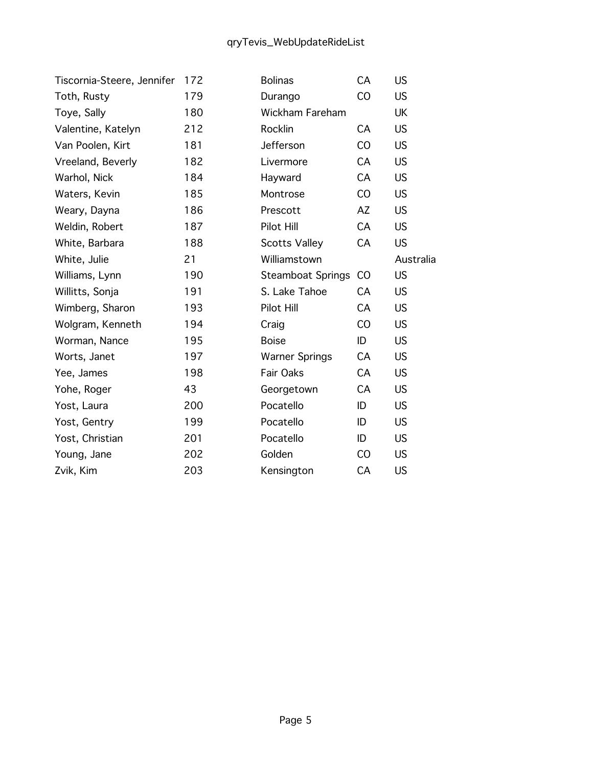| Name | Number | City | State | Country |
|---|---|---|---|---|
| Tiscornia-Steere, Jennifer | 172 | Bolinas | CA | US |
| Toth, Rusty | 179 | Durango | CO | US |
| Toye, Sally | 180 | Wickham Fareham | | UK |
| Valentine, Katelyn | 212 | Rocklin | CA | US |
| Van Poolen, Kirt | 181 | Jefferson | CO | US |
| Vreeland, Beverly | 182 | Livermore | CA | US |
| Warhol, Nick | 184 | Hayward | CA | US |
| Waters, Kevin | 185 | Montrose | CO | US |
| Weary, Dayna | 186 | Prescott | AZ | US |
| Weldin, Robert | 187 | Pilot Hill | CA | US |
| White, Barbara | 188 | Scotts Valley | CA | US |
| White, Julie | 21 | Williamstown | | Australia |
| Williams, Lynn | 190 | Steamboat Springs | CO | US |
| Willitts, Sonja | 191 | S. Lake Tahoe | CA | US |
| Wimberg, Sharon | 193 | Pilot Hill | CA | US |
| Wolgram, Kenneth | 194 | Craig | CO | US |
| Worman, Nance | 195 | Boise | ID | US |
| Worts, Janet | 197 | Warner Springs | CA | US |
| Yee, James | 198 | Fair Oaks | CA | US |
| Yohe, Roger | 43 | Georgetown | CA | US |
| Yost, Laura | 200 | Pocatello | ID | US |
| Yost, Gentry | 199 | Pocatello | ID | US |
| Yost, Christian | 201 | Pocatello | ID | US |
| Young, Jane | 202 | Golden | CO | US |
| Zvik, Kim | 203 | Kensington | CA | US |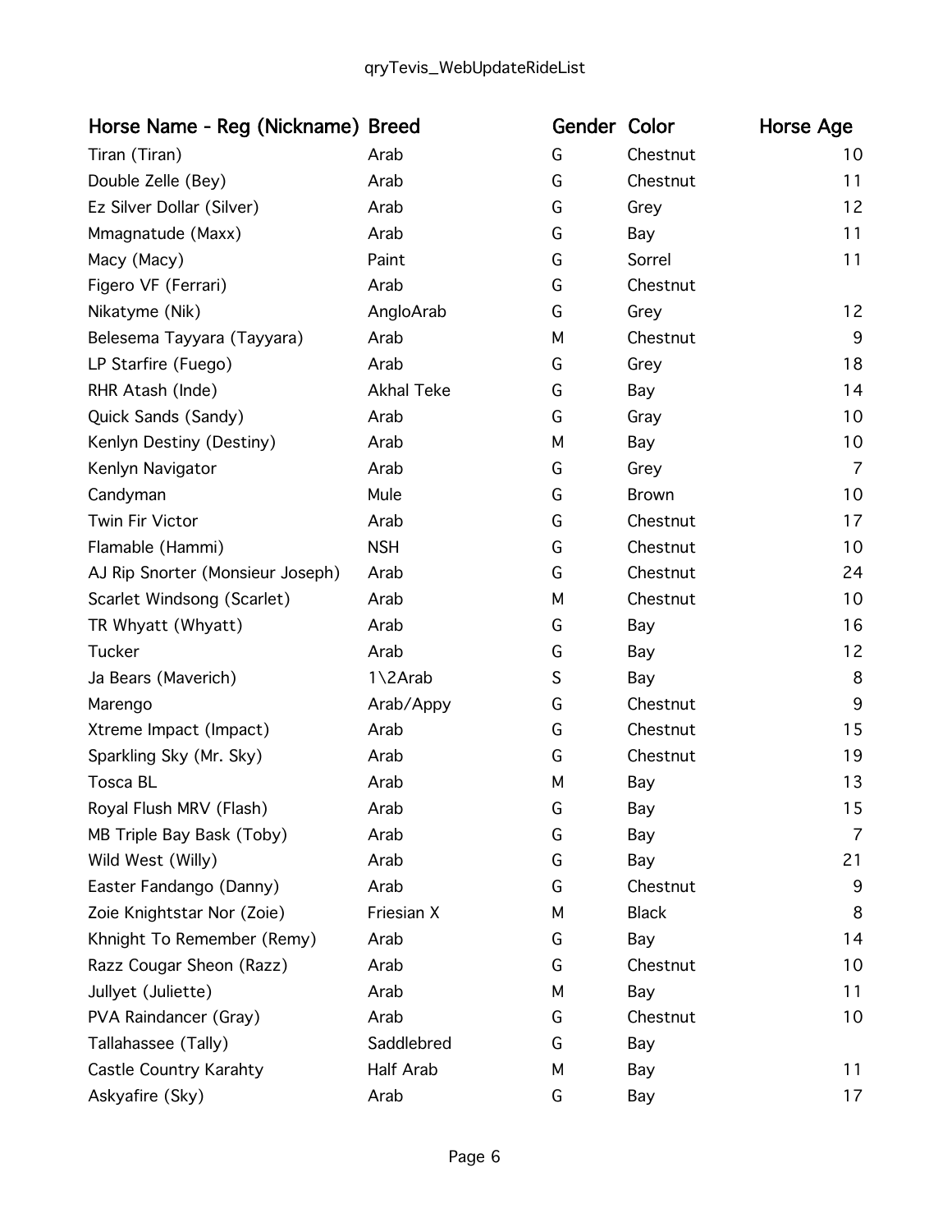qryTevis_WebUpdateRideList

| Horse Name - Reg (Nickname) | Breed | Gender | Color | Horse Age |
|---|---|---|---|---|
| Tiran (Tiran) | Arab | G | Chestnut | 10 |
| Double Zelle (Bey) | Arab | G | Chestnut | 11 |
| Ez Silver Dollar (Silver) | Arab | G | Grey | 12 |
| Mmagnatude (Maxx) | Arab | G | Bay | 11 |
| Macy (Macy) | Paint | G | Sorrel | 11 |
| Figero VF (Ferrari) | Arab | G | Chestnut | |
| Nikatyme (Nik) | AngloArab | G | Grey | 12 |
| Belesema Tayyara (Tayyara) | Arab | M | Chestnut | 9 |
| LP Starfire (Fuego) | Arab | G | Grey | 18 |
| RHR Atash (Inde) | Akhal Teke | G | Bay | 14 |
| Quick Sands (Sandy) | Arab | G | Gray | 10 |
| Kenlyn Destiny (Destiny) | Arab | M | Bay | 10 |
| Kenlyn Navigator | Arab | G | Grey | 7 |
| Candyman | Mule | G | Brown | 10 |
| Twin Fir Victor | Arab | G | Chestnut | 17 |
| Flamable (Hammi) | NSH | G | Chestnut | 10 |
| AJ Rip Snorter (Monsieur Joseph) | Arab | G | Chestnut | 24 |
| Scarlet Windsong (Scarlet) | Arab | M | Chestnut | 10 |
| TR Whyatt (Whyatt) | Arab | G | Bay | 16 |
| Tucker | Arab | G | Bay | 12 |
| Ja Bears (Maverich) | 1\2Arab | S | Bay | 8 |
| Marengo | Arab/Appy | G | Chestnut | 9 |
| Xtreme Impact (Impact) | Arab | G | Chestnut | 15 |
| Sparkling Sky (Mr. Sky) | Arab | G | Chestnut | 19 |
| Tosca BL | Arab | M | Bay | 13 |
| Royal Flush MRV (Flash) | Arab | G | Bay | 15 |
| MB Triple Bay Bask (Toby) | Arab | G | Bay | 7 |
| Wild West (Willy) | Arab | G | Bay | 21 |
| Easter Fandango (Danny) | Arab | G | Chestnut | 9 |
| Zoie Knightstar Nor (Zoie) | Friesian X | M | Black | 8 |
| Khnight To Remember (Remy) | Arab | G | Bay | 14 |
| Razz Cougar Sheon (Razz) | Arab | G | Chestnut | 10 |
| Jullyet (Juliette) | Arab | M | Bay | 11 |
| PVA Raindancer (Gray) | Arab | G | Chestnut | 10 |
| Tallahassee (Tally) | Saddlebred | G | Bay | |
| Castle Country Karahty | Half Arab | M | Bay | 11 |
| Askyafire (Sky) | Arab | G | Bay | 17 |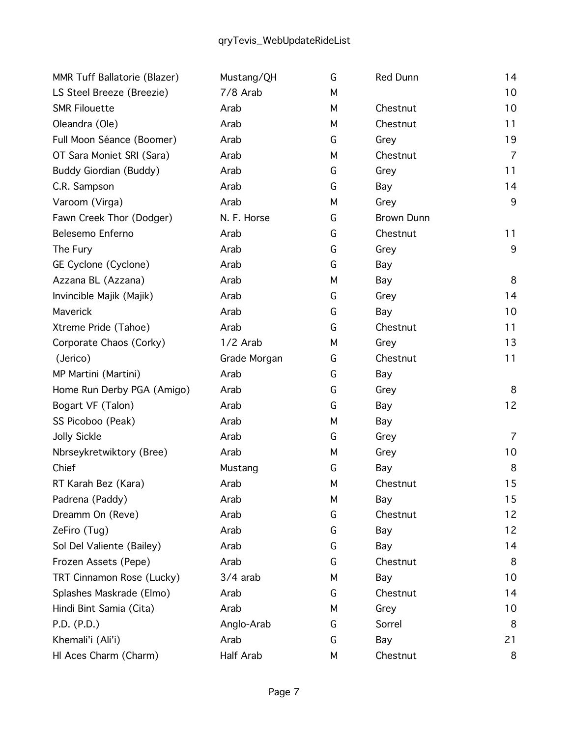| | | | | |
|---|---|---|---|---|
| MMR Tuff Ballatorie (Blazer) | Mustang/QH | G | Red Dunn | 14 |
| LS Steel Breeze (Breezie) | 7/8 Arab | M | | 10 |
| SMR Filouette | Arab | M | Chestnut | 10 |
| Oleandra (Ole) | Arab | M | Chestnut | 11 |
| Full Moon Séance (Boomer) | Arab | G | Grey | 19 |
| OT Sara Moniet SRI (Sara) | Arab | M | Chestnut | 7 |
| Buddy Giordian (Buddy) | Arab | G | Grey | 11 |
| C.R. Sampson | Arab | G | Bay | 14 |
| Varoom (Virga) | Arab | M | Grey | 9 |
| Fawn Creek Thor (Dodger) | N. F. Horse | G | Brown Dunn | |
| Belesemo Enferno | Arab | G | Chestnut | 11 |
| The Fury | Arab | G | Grey | 9 |
| GE Cyclone (Cyclone) | Arab | G | Bay | |
| Azzana BL (Azzana) | Arab | M | Bay | 8 |
| Invincible Majik (Majik) | Arab | G | Grey | 14 |
| Maverick | Arab | G | Bay | 10 |
| Xtreme Pride (Tahoe) | Arab | G | Chestnut | 11 |
| Corporate Chaos (Corky) | 1/2 Arab | M | Grey | 13 |
| (Jerico) | Grade Morgan | G | Chestnut | 11 |
| MP Martini (Martini) | Arab | G | Bay | |
| Home Run Derby PGA (Amigo) | Arab | G | Grey | 8 |
| Bogart VF (Talon) | Arab | G | Bay | 12 |
| SS Picoboo (Peak) | Arab | M | Bay | |
| Jolly Sickle | Arab | G | Grey | 7 |
| Nbrseykretwiktory (Bree) | Arab | M | Grey | 10 |
| Chief | Mustang | G | Bay | 8 |
| RT Karah Bez (Kara) | Arab | M | Chestnut | 15 |
| Padrena (Paddy) | Arab | M | Bay | 15 |
| Dreamm On (Reve) | Arab | G | Chestnut | 12 |
| ZeFiro (Tug) | Arab | G | Bay | 12 |
| Sol Del Valiente (Bailey) | Arab | G | Bay | 14 |
| Frozen Assets (Pepe) | Arab | G | Chestnut | 8 |
| TRT Cinnamon Rose (Lucky) | 3/4 arab | M | Bay | 10 |
| Splashes Maskrade (Elmo) | Arab | G | Chestnut | 14 |
| Hindi Bint Samia (Cita) | Arab | M | Grey | 10 |
| P.D. (P.D.) | Anglo-Arab | G | Sorrel | 8 |
| Khemali'i (Ali'i) | Arab | G | Bay | 21 |
| Hl Aces Charm (Charm) | Half Arab | M | Chestnut | 8 |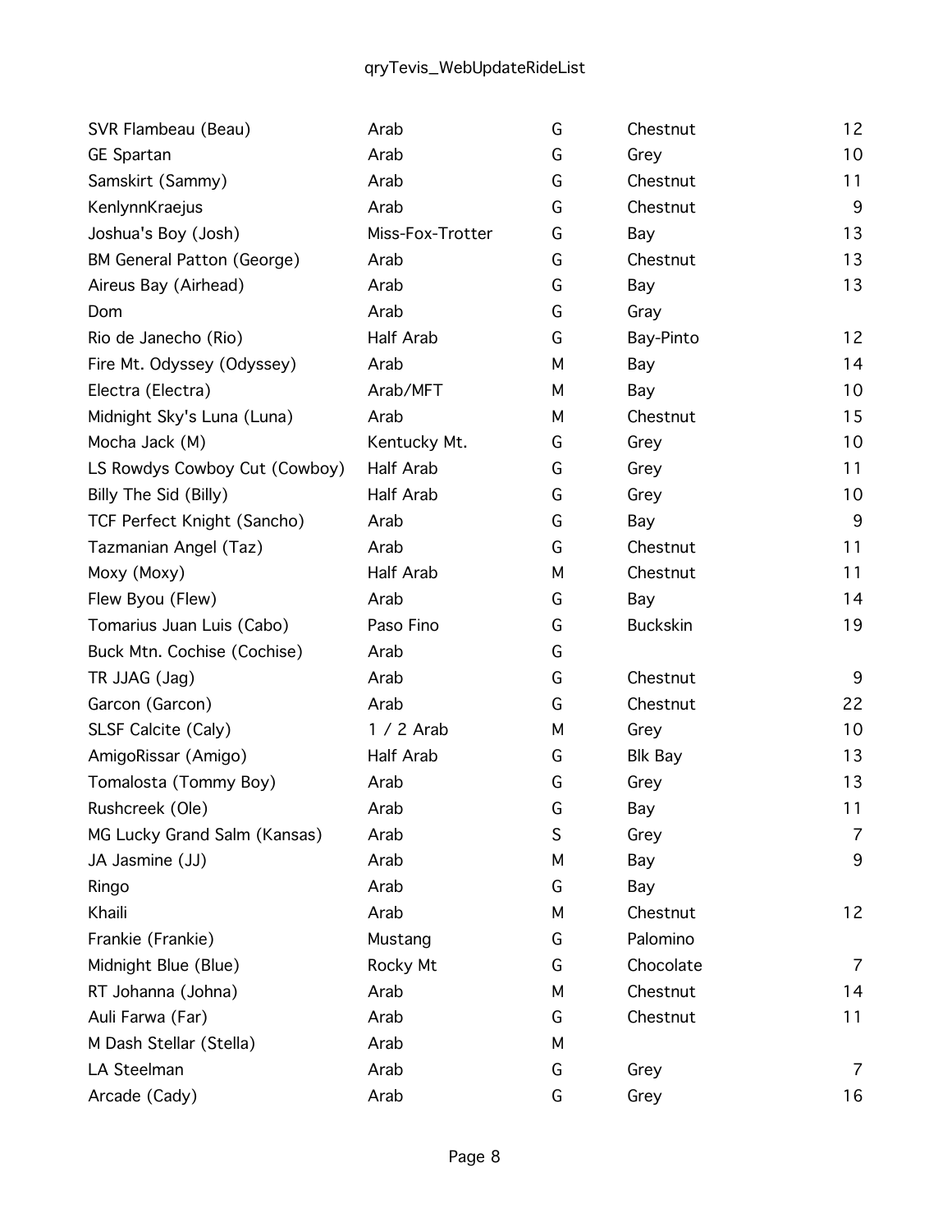| | | | | |
|---|---|---|---|---|
| SVR Flambeau (Beau) | Arab | G | Chestnut | 12 |
| GE Spartan | Arab | G | Grey | 10 |
| Samskirt (Sammy) | Arab | G | Chestnut | 11 |
| KenlynnKraejus | Arab | G | Chestnut | 9 |
| Joshua's Boy (Josh) | Miss-Fox-Trotter | G | Bay | 13 |
| BM General Patton (George) | Arab | G | Chestnut | 13 |
| Aireus Bay (Airhead) | Arab | G | Bay | 13 |
| Dom | Arab | G | Gray | |
| Rio de Janecho (Rio) | Half Arab | G | Bay-Pinto | 12 |
| Fire Mt. Odyssey (Odyssey) | Arab | M | Bay | 14 |
| Electra (Electra) | Arab/MFT | M | Bay | 10 |
| Midnight Sky's Luna (Luna) | Arab | M | Chestnut | 15 |
| Mocha Jack (M) | Kentucky Mt. | G | Grey | 10 |
| LS Rowdys Cowboy Cut (Cowboy) | Half Arab | G | Grey | 11 |
| Billy The Sid (Billy) | Half Arab | G | Grey | 10 |
| TCF Perfect Knight (Sancho) | Arab | G | Bay | 9 |
| Tazmanian Angel (Taz) | Arab | G | Chestnut | 11 |
| Moxy (Moxy) | Half Arab | M | Chestnut | 11 |
| Flew Byou (Flew) | Arab | G | Bay | 14 |
| Tomarius Juan Luis (Cabo) | Paso Fino | G | Buckskin | 19 |
| Buck Mtn. Cochise (Cochise) | Arab | G | | |
| TR JJAG (Jag) | Arab | G | Chestnut | 9 |
| Garcon (Garcon) | Arab | G | Chestnut | 22 |
| SLSF Calcite (Caly) | 1 / 2 Arab | M | Grey | 10 |
| AmigoRissar (Amigo) | Half Arab | G | Blk Bay | 13 |
| Tomalosta (Tommy Boy) | Arab | G | Grey | 13 |
| Rushcreek (Ole) | Arab | G | Bay | 11 |
| MG Lucky Grand Salm (Kansas) | Arab | S | Grey | 7 |
| JA Jasmine (JJ) | Arab | M | Bay | 9 |
| Ringo | Arab | G | Bay | |
| Khaili | Arab | M | Chestnut | 12 |
| Frankie (Frankie) | Mustang | G | Palomino | |
| Midnight Blue (Blue) | Rocky Mt | G | Chocolate | 7 |
| RT Johanna (Johna) | Arab | M | Chestnut | 14 |
| Auli Farwa (Far) | Arab | G | Chestnut | 11 |
| M Dash Stellar (Stella) | Arab | M | | |
| LA Steelman | Arab | G | Grey | 7 |
| Arcade (Cady) | Arab | G | Grey | 16 |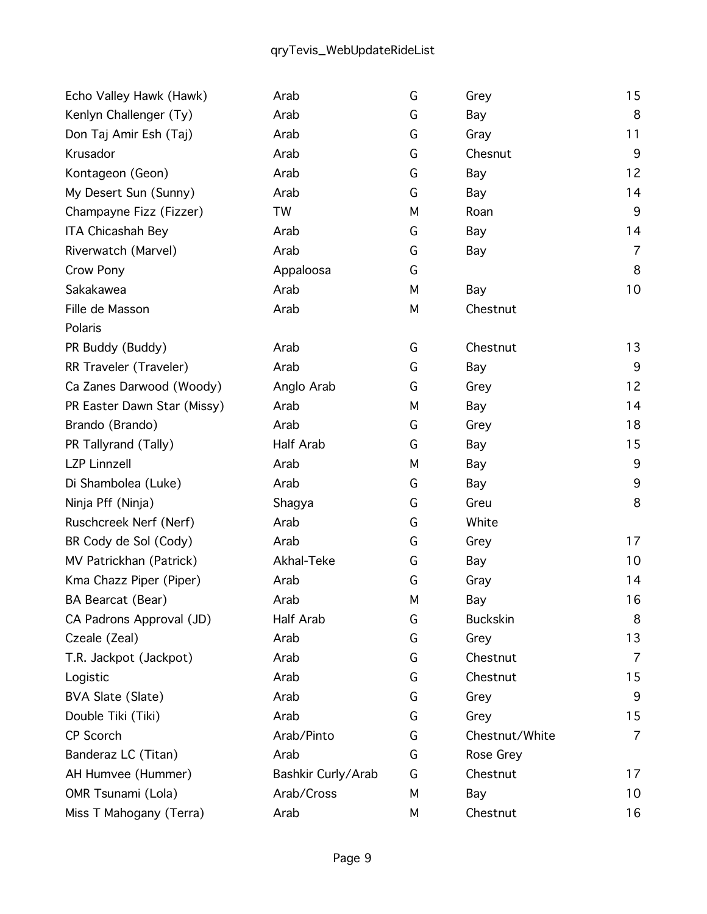| | | | | |
|---|---|---|---|---|
| Echo Valley Hawk (Hawk) | Arab | G | Grey | 15 |
| Kenlyn Challenger (Ty) | Arab | G | Bay | 8 |
| Don Taj Amir Esh (Taj) | Arab | G | Gray | 11 |
| Krusador | Arab | G | Chesnut | 9 |
| Kontageon (Geon) | Arab | G | Bay | 12 |
| My Desert Sun (Sunny) | Arab | G | Bay | 14 |
| Champayne Fizz (Fizzer) | TW | M | Roan | 9 |
| ITA Chicashah Bey | Arab | G | Bay | 14 |
| Riverwatch (Marvel) | Arab | G | Bay | 7 |
| Crow Pony | Appaloosa | G | | 8 |
| Sakakawea | Arab | M | Bay | 10 |
| Fille de Masson | Arab | M | Chestnut | |
| Polaris | | | | |
| PR Buddy (Buddy) | Arab | G | Chestnut | 13 |
| RR Traveler (Traveler) | Arab | G | Bay | 9 |
| Ca Zanes Darwood (Woody) | Anglo Arab | G | Grey | 12 |
| PR Easter Dawn Star (Missy) | Arab | M | Bay | 14 |
| Brando (Brando) | Arab | G | Grey | 18 |
| PR Tallyrand (Tally) | Half Arab | G | Bay | 15 |
| LZP Linnzell | Arab | M | Bay | 9 |
| Di Shambolea (Luke) | Arab | G | Bay | 9 |
| Ninja Pff (Ninja) | Shagya | G | Greu | 8 |
| Ruschcreek Nerf (Nerf) | Arab | G | White | |
| BR Cody de Sol (Cody) | Arab | G | Grey | 17 |
| MV Patrickhan (Patrick) | Akhal-Teke | G | Bay | 10 |
| Kma Chazz Piper (Piper) | Arab | G | Gray | 14 |
| BA Bearcat (Bear) | Arab | M | Bay | 16 |
| CA Padrons Approval (JD) | Half Arab | G | Buckskin | 8 |
| Czeale (Zeal) | Arab | G | Grey | 13 |
| T.R. Jackpot (Jackpot) | Arab | G | Chestnut | 7 |
| Logistic | Arab | G | Chestnut | 15 |
| BVA Slate (Slate) | Arab | G | Grey | 9 |
| Double Tiki (Tiki) | Arab | G | Grey | 15 |
| CP Scorch | Arab/Pinto | G | Chestnut/White | 7 |
| Banderaz LC (Titan) | Arab | G | Rose Grey | |
| AH Humvee (Hummer) | Bashkir Curly/Arab | G | Chestnut | 17 |
| OMR Tsunami (Lola) | Arab/Cross | M | Bay | 10 |
| Miss T Mahogany (Terra) | Arab | M | Chestnut | 16 |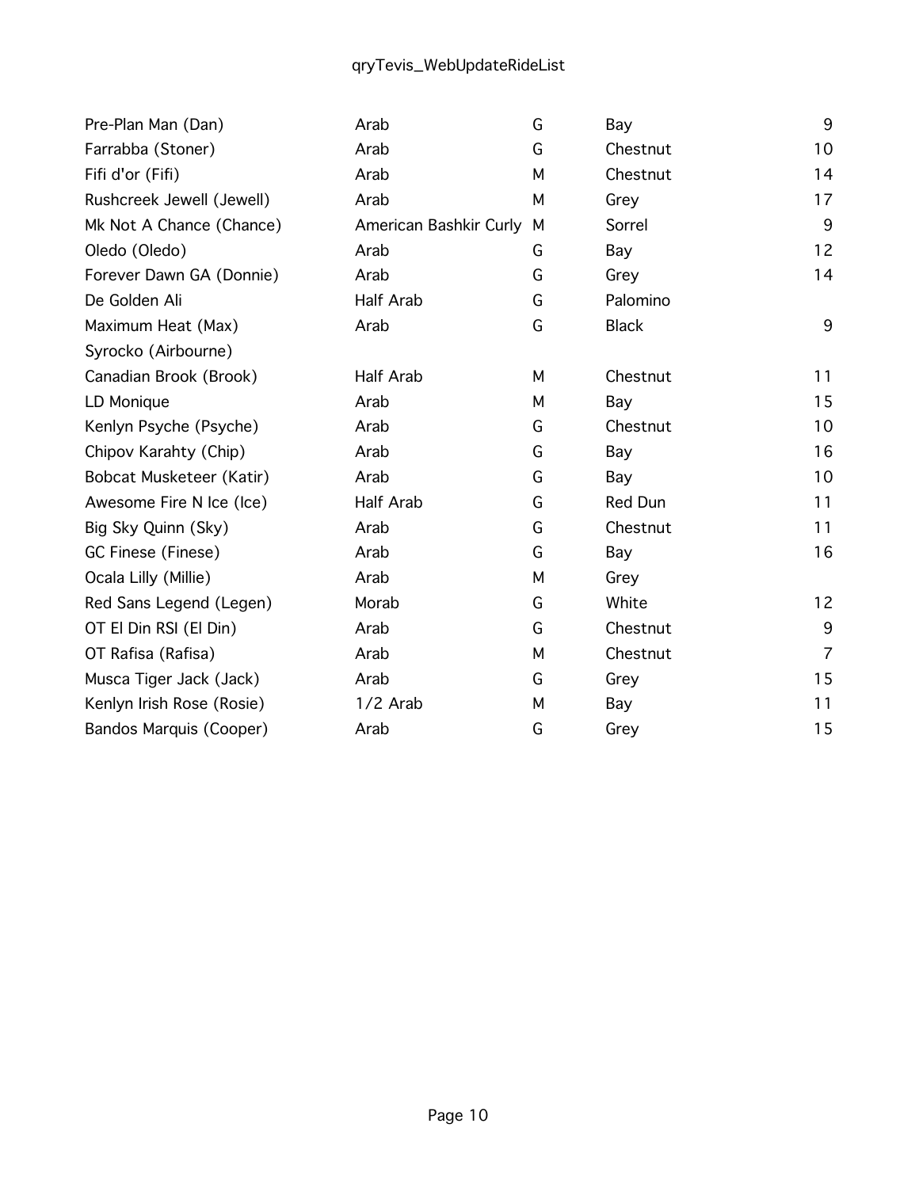| | | | | |
|---|---|---|---|---|
| Pre-Plan Man (Dan) | Arab | G | Bay | 9 |
| Farrabba (Stoner) | Arab | G | Chestnut | 10 |
| Fifi d'or (Fifi) | Arab | M | Chestnut | 14 |
| Rushcreek Jewell (Jewell) | Arab | M | Grey | 17 |
| Mk Not A Chance (Chance) | American Bashkir Curly | M | Sorrel | 9 |
| Oledo (Oledo) | Arab | G | Bay | 12 |
| Forever Dawn GA (Donnie) | Arab | G | Grey | 14 |
| De Golden Ali | Half Arab | G | Palomino | |
| Maximum Heat (Max) | Arab | G | Black | 9 |
| Syrocko (Airbourne) | | | | |
| Canadian Brook (Brook) | Half Arab | M | Chestnut | 11 |
| LD Monique | Arab | M | Bay | 15 |
| Kenlyn Psyche (Psyche) | Arab | G | Chestnut | 10 |
| Chipov Karahty (Chip) | Arab | G | Bay | 16 |
| Bobcat Musketeer (Katir) | Arab | G | Bay | 10 |
| Awesome Fire N Ice (Ice) | Half Arab | G | Red Dun | 11 |
| Big Sky Quinn (Sky) | Arab | G | Chestnut | 11 |
| GC Finese (Finese) | Arab | G | Bay | 16 |
| Ocala Lilly (Millie) | Arab | M | Grey | |
| Red Sans Legend (Legen) | Morab | G | White | 12 |
| OT El Din RSI (El Din) | Arab | G | Chestnut | 9 |
| OT Rafisa (Rafisa) | Arab | M | Chestnut | 7 |
| Musca Tiger Jack (Jack) | Arab | G | Grey | 15 |
| Kenlyn Irish Rose (Rosie) | 1/2 Arab | M | Bay | 11 |
| Bandos Marquis (Cooper) | Arab | G | Grey | 15 |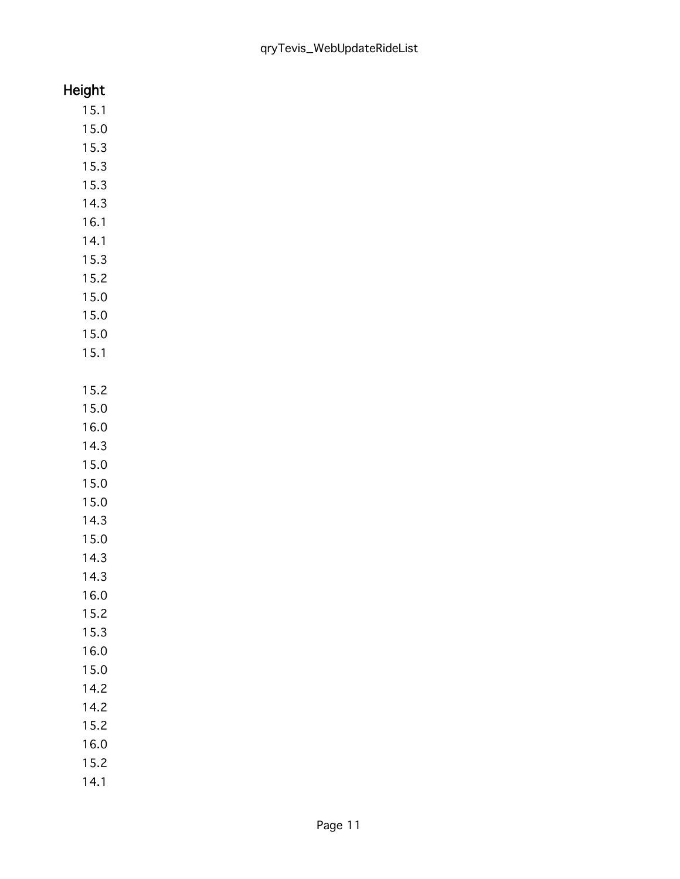| Height |
| --- |
| 15.1 |
| 15.0 |
| 15.3 |
| 15.3 |
| 15.3 |
| 14.3 |
| 16.1 |
| 14.1 |
| 15.3 |
| 15.2 |
| 15.0 |
| 15.0 |
| 15.0 |
| 15.1 |
| |
| 15.2 |
| 15.0 |
| 16.0 |
| 14.3 |
| 15.0 |
| 15.0 |
| 15.0 |
| 14.3 |
| 15.0 |
| 14.3 |
| 14.3 |
| 16.0 |
| 15.2 |
| 15.3 |
| 16.0 |
| 15.0 |
| 14.2 |
| 14.2 |
| 15.2 |
| 16.0 |
| 15.2 |
| 14.1 |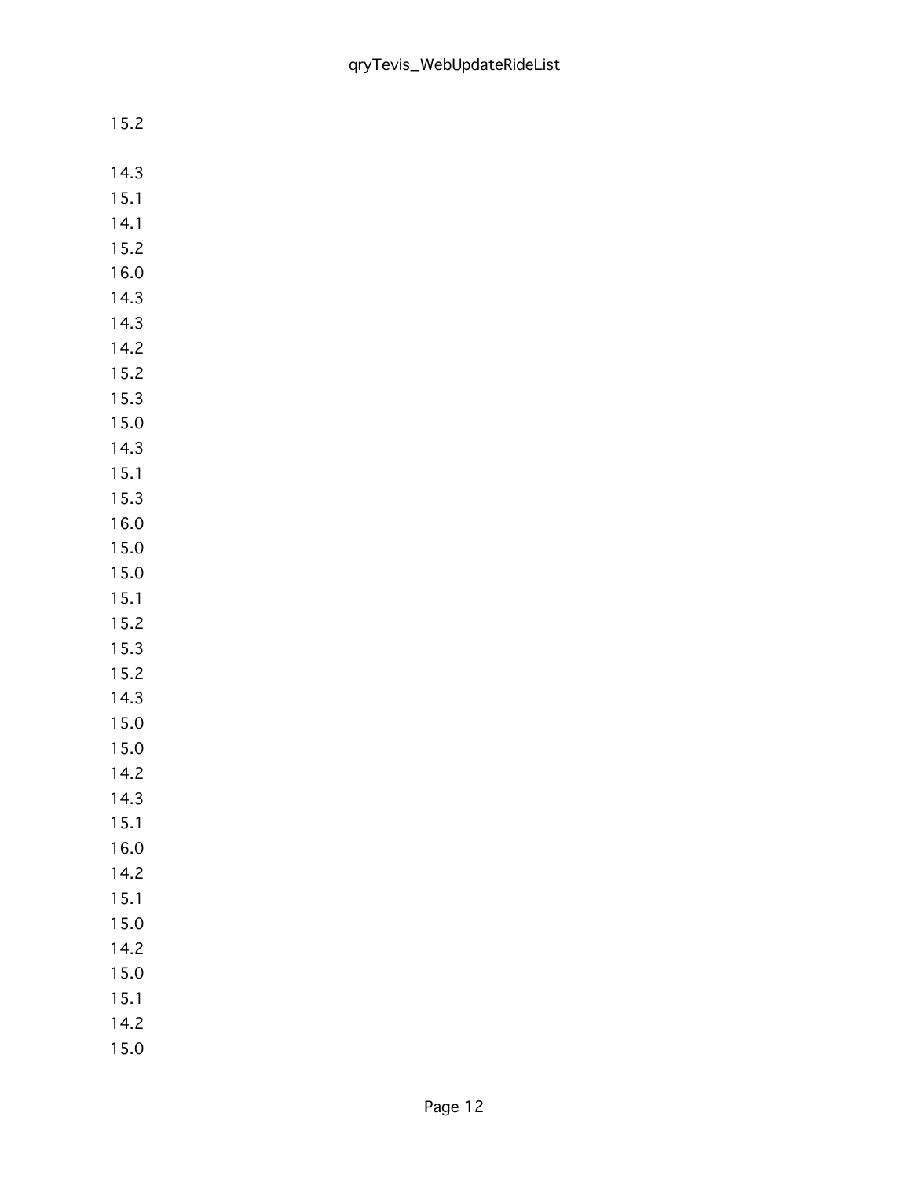15.2

14.3
15.1
14.1
15.2
16.0
14.3
14.3
14.2
15.2
15.3
15.0
14.3
15.1
15.3
16.0
15.0
15.0
15.1
15.2
15.3
15.2
14.3
15.0
15.0
14.2
14.3
15.1
16.0
14.2
15.1
15.0
14.2
15.0
15.1
14.2
15.0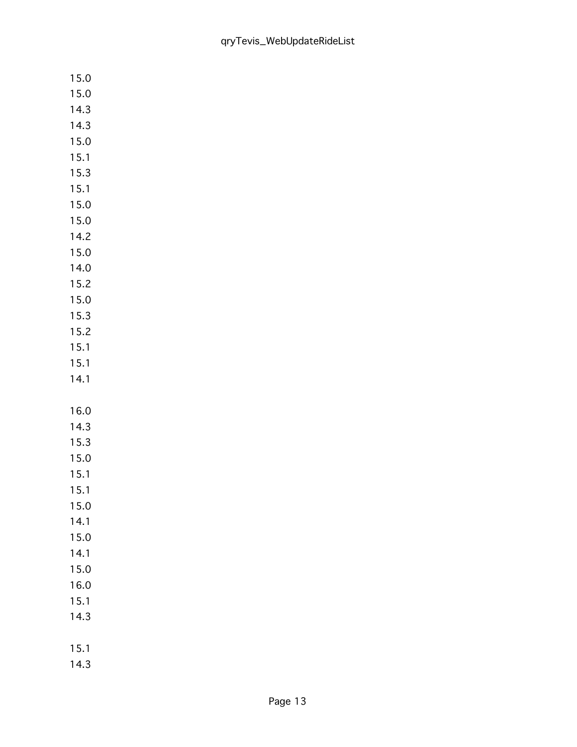15.0
15.0
14.3
14.3
15.0
15.1
15.3
15.1
15.0
15.0
14.2
15.0
14.0
15.2
15.0
15.3
15.2
15.1
15.1
14.1

16.0
14.3
15.3
15.0
15.1
15.1
15.0
14.1
15.0
14.1
15.0
16.0
15.1
14.3

15.1
14.3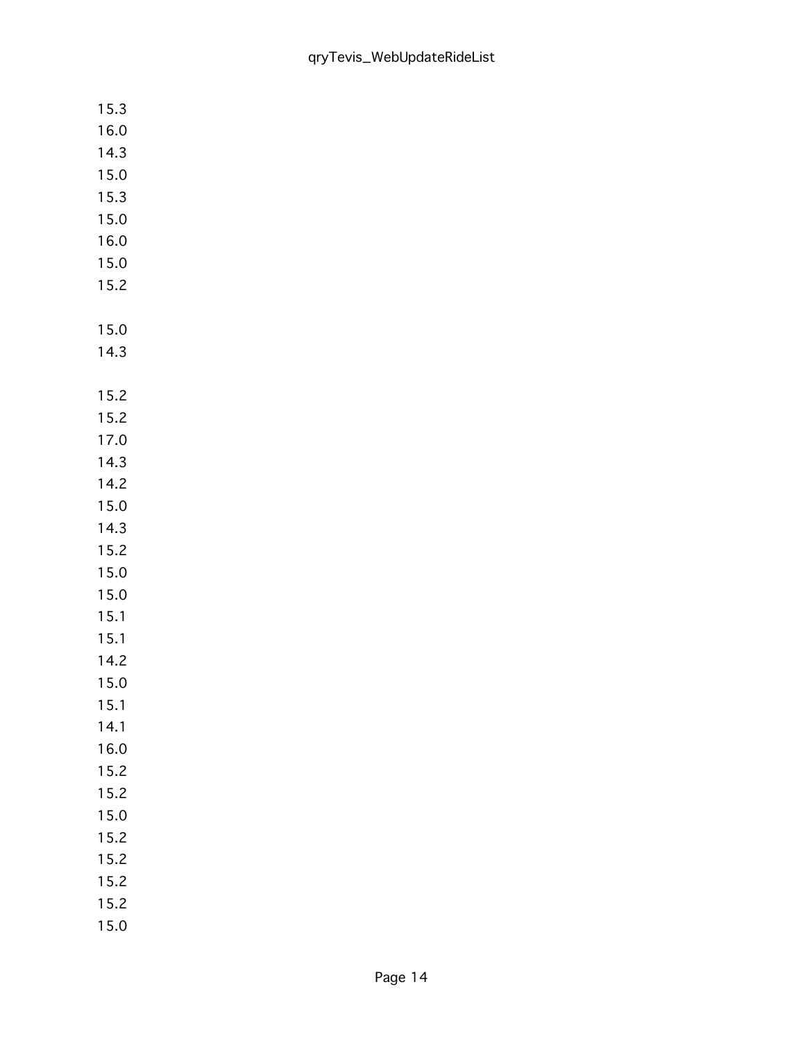15.3
16.0
14.3
15.0
15.3
15.0
16.0
15.0
15.2

15.0
14.3

15.2
15.2
17.0
14.3
14.2
15.0
14.3
15.2
15.0
15.0
15.1
15.1
14.2
15.0
15.1
14.1
16.0
15.2
15.2
15.0
15.2
15.2
15.2
15.2
15.0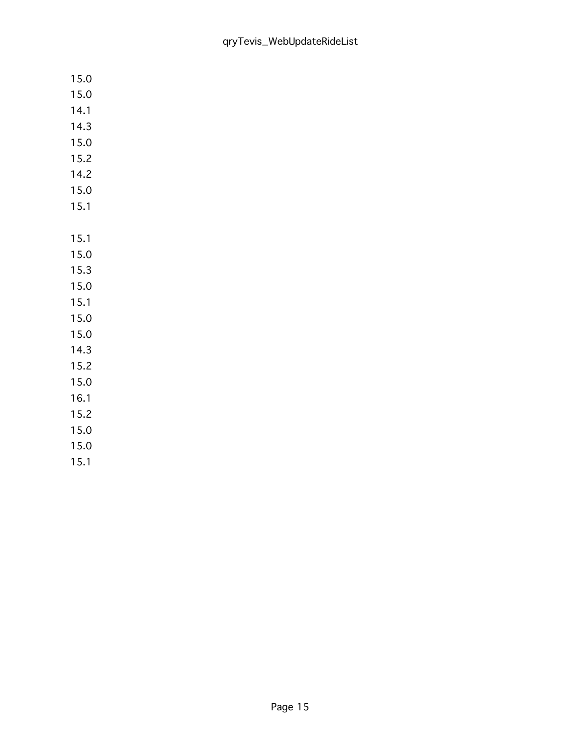15.0
15.0
14.1
14.3
15.0
15.2
14.2
15.0
15.1

15.1
15.0
15.3
15.0
15.1
15.0
15.0
14.3
15.2
15.0
16.1
15.2
15.0
15.0
15.1